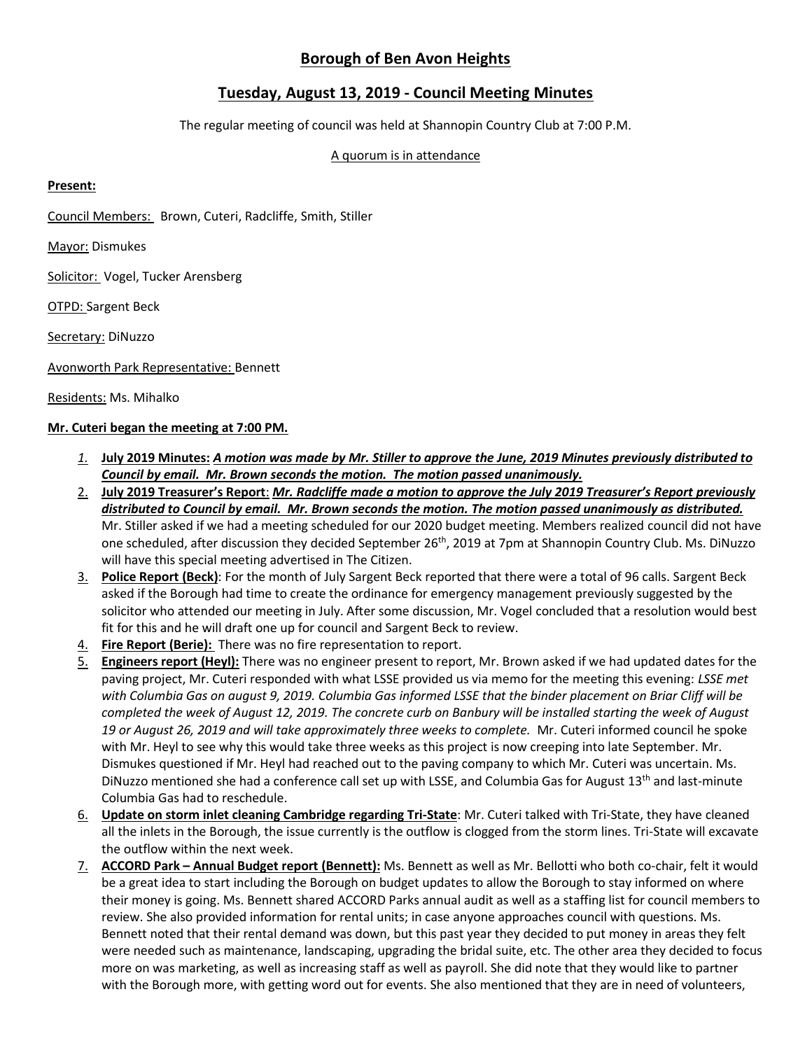# Borough of Ben Avon Heights

## Tuesday, August 13, 2019 - Council Meeting Minutes

The regular meeting of council was held at Shannopin Country Club at 7:00 P.M.

A quorum is in attendance

**Present:**

Council Members: Brown, Cuteri, Radcliffe, Smith, Stiller

Mayor: Dismukes

Solicitor: Vogel, Tucker Arensberg

OTPD: Sargent Beck

Secretary: DiNuzzo

Avonworth Park Representative: Bennett

Residents: Ms. Mihalko

**Mr. Cuteri began the meeting at 7:00 PM.**

1. **July 2019 Minutes:** ***A motion was made by Mr. Stiller to approve the June, 2019 Minutes previously distributed to Council by email. Mr. Brown seconds the motion. The motion passed unanimously.***
2. **July 2019 Treasurer's Report**: ***Mr. Radcliffe made a motion to approve the July 2019 Treasurer's Report previously distributed to Council by email. Mr. Brown seconds the motion. The motion passed unanimously as distributed.*** Mr. Stiller asked if we had a meeting scheduled for our 2020 budget meeting. Members realized council did not have one scheduled, after discussion they decided September 26th, 2019 at 7pm at Shannopin Country Club. Ms. DiNuzzo will have this special meeting advertised in The Citizen.
3. **Police Report (Beck)**: For the month of July Sargent Beck reported that there were a total of 96 calls. Sargent Beck asked if the Borough had time to create the ordinance for emergency management previously suggested by the solicitor who attended our meeting in July. After some discussion, Mr. Vogel concluded that a resolution would best fit for this and he will draft one up for council and Sargent Beck to review.
4. **Fire Report (Berie):** There was no fire representation to report.
5. **Engineers report (Heyl):** There was no engineer present to report, Mr. Brown asked if we had updated dates for the paving project, Mr. Cuteri responded with what LSSE provided us via memo for the meeting this evening: *LSSE met with Columbia Gas on august 9, 2019. Columbia Gas informed LSSE that the binder placement on Briar Cliff will be completed the week of August 12, 2019. The concrete curb on Banbury will be installed starting the week of August 19 or August 26, 2019 and will take approximately three weeks to complete.* Mr. Cuteri informed council he spoke with Mr. Heyl to see why this would take three weeks as this project is now creeping into late September. Mr. Dismukes questioned if Mr. Heyl had reached out to the paving company to which Mr. Cuteri was uncertain. Ms. DiNuzzo mentioned she had a conference call set up with LSSE, and Columbia Gas for August 13th and last-minute Columbia Gas had to reschedule.
6. **Update on storm inlet cleaning Cambridge regarding Tri-State**: Mr. Cuteri talked with Tri-State, they have cleaned all the inlets in the Borough, the issue currently is the outflow is clogged from the storm lines. Tri-State will excavate the outflow within the next week.
7. **ACCORD Park – Annual Budget report (Bennett):** Ms. Bennett as well as Mr. Bellotti who both co-chair, felt it would be a great idea to start including the Borough on budget updates to allow the Borough to stay informed on where their money is going. Ms. Bennett shared ACCORD Parks annual audit as well as a staffing list for council members to review. She also provided information for rental units; in case anyone approaches council with questions. Ms. Bennett noted that their rental demand was down, but this past year they decided to put money in areas they felt were needed such as maintenance, landscaping, upgrading the bridal suite, etc. The other area they decided to focus more on was marketing, as well as increasing staff as well as payroll. She did note that they would like to partner with the Borough more, with getting word out for events. She also mentioned that they are in need of volunteers,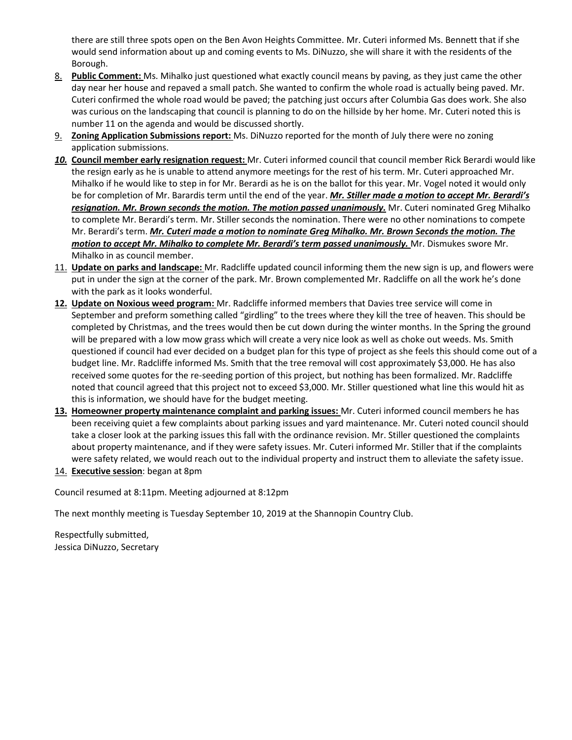there are still three spots open on the Ben Avon Heights Committee. Mr. Cuteri informed Ms. Bennett that if she would send information about up and coming events to Ms. DiNuzzo, she will share it with the residents of the Borough.

8. **Public Comment:** Ms. Mihalko just questioned what exactly council means by paving, as they just came the other day near her house and repaved a small patch. She wanted to confirm the whole road is actually being paved. Mr. Cuteri confirmed the whole road would be paved; the patching just occurs after Columbia Gas does work. She also was curious on the landscaping that council is planning to do on the hillside by her home. Mr. Cuteri noted this is number 11 on the agenda and would be discussed shortly.
9. **Zoning Application Submissions report:** Ms. DiNuzzo reported for the month of July there were no zoning application submissions.
10. **Council member early resignation request:** Mr. Cuteri informed council that council member Rick Berardi would like the resign early as he is unable to attend anymore meetings for the rest of his term. Mr. Cuteri approached Mr. Mihalko if he would like to step in for Mr. Berardi as he is on the ballot for this year. Mr. Vogel noted it would only be for completion of Mr. Barardis term until the end of the year. ***Mr. Stiller made a motion to accept Mr. Berardi's resignation. Mr. Brown seconds the motion. The motion passed unanimously.*** Mr. Cuteri nominated Greg Mihalko to complete Mr. Berardi's term. Mr. Stiller seconds the nomination. There were no other nominations to compete Mr. Berardi's term. ***Mr. Cuteri made a motion to nominate Greg Mihalko. Mr. Brown Seconds the motion. The motion to accept Mr. Mihalko to complete Mr. Berardi's term passed unanimously.*** Mr. Dismukes swore Mr. Mihalko in as council member.
11. **Update on parks and landscape:** Mr. Radcliffe updated council informing them the new sign is up, and flowers were put in under the sign at the corner of the park. Mr. Brown complemented Mr. Radcliffe on all the work he's done with the park as it looks wonderful.
12. **Update on Noxious weed program:** Mr. Radcliffe informed members that Davies tree service will come in September and preform something called "girdling" to the trees where they kill the tree of heaven. This should be completed by Christmas, and the trees would then be cut down during the winter months. In the Spring the ground will be prepared with a low mow grass which will create a very nice look as well as choke out weeds. Ms. Smith questioned if council had ever decided on a budget plan for this type of project as she feels this should come out of a budget line. Mr. Radcliffe informed Ms. Smith that the tree removal will cost approximately $3,000. He has also received some quotes for the re-seeding portion of this project, but nothing has been formalized. Mr. Radcliffe noted that council agreed that this project not to exceed $3,000. Mr. Stiller questioned what line this would hit as this is information, we should have for the budget meeting.
13. **Homeowner property maintenance complaint and parking issues:** Mr. Cuteri informed council members he has been receiving quiet a few complaints about parking issues and yard maintenance. Mr. Cuteri noted council should take a closer look at the parking issues this fall with the ordinance revision. Mr. Stiller questioned the complaints about property maintenance, and if they were safety issues. Mr. Cuteri informed Mr. Stiller that if the complaints were safety related, we would reach out to the individual property and instruct them to alleviate the safety issue.
14. **Executive session**: began at 8pm

Council resumed at 8:11pm. Meeting adjourned at 8:12pm

The next monthly meeting is Tuesday September 10, 2019 at the Shannopin Country Club.

Respectfully submitted,
Jessica DiNuzzo, Secretary